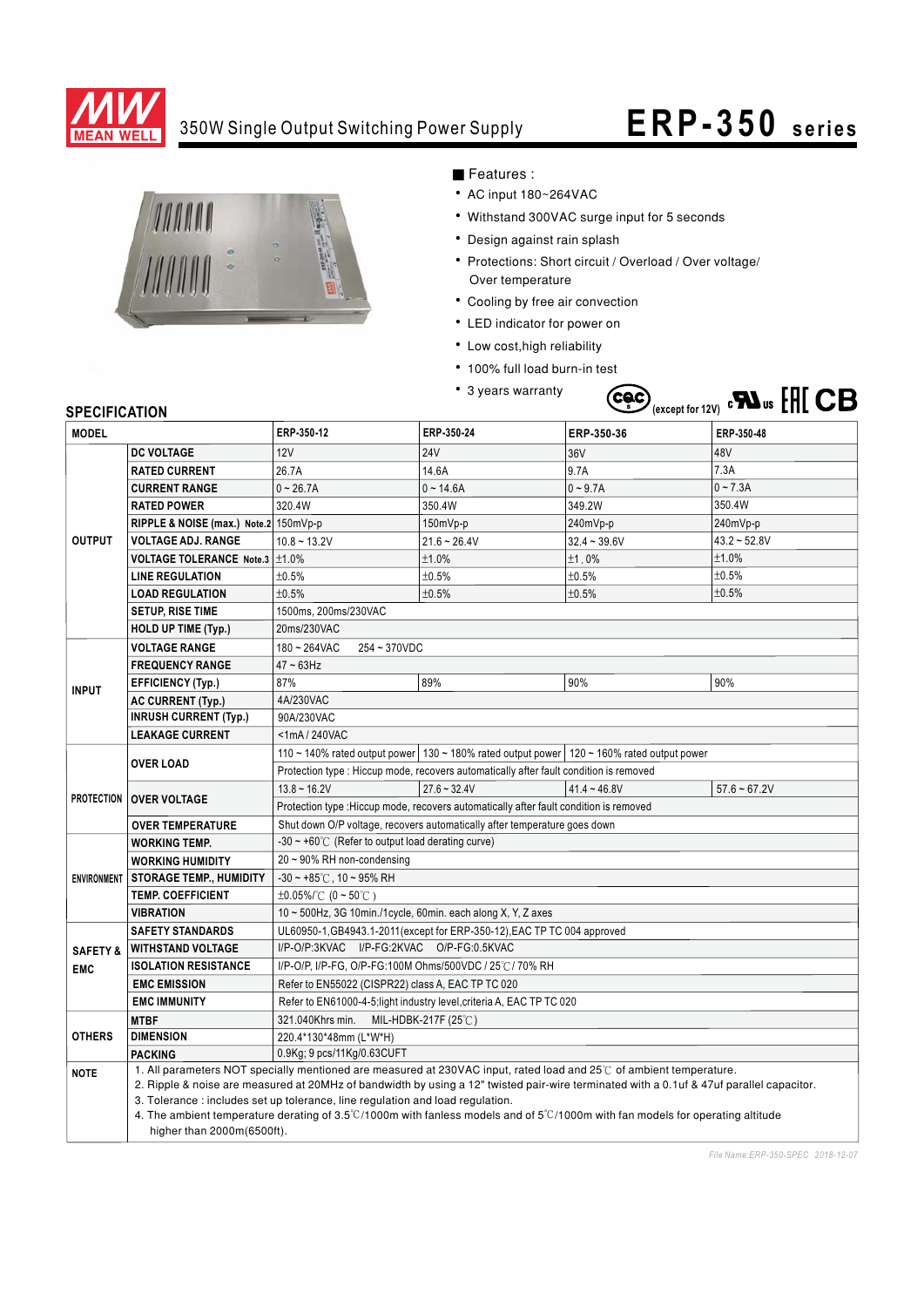MEAN WELL

# 350W Single Output Switching Power Supply

# ERP-350 series

## Features :

- AC input 180~264VAC
- Withstand 300VAC surge input for 5 seconds
- Design against rain splash
- Protections: Short circuit / Overload / Over voltage/ Over temperature
- Cooling by free air convection
- LED indicator for power on
- Low cost,high reliability
- 100% full load burn-in test
- 3 years warranty

CQC (except for 12V) cULus EAC CB

## SPECIFICATION

| MODEL | | ERP-350-12 | ERP-350-24 | ERP-350-36 | ERP-350-48 |
|---|---|---|---|---|---|
| OUTPUT | DC VOLTAGE | 12V | 24V | 36V | 48V |
| | RATED CURRENT | 26.7A | 14.6A | 9.7A | 7.3A |
| | CURRENT RANGE | 0 ~ 26.7A | 0 ~ 14.6A | 0 ~ 9.7A | 0 ~ 7.3A |
| | RATED POWER | 320.4W | 350.4W | 349.2W | 350.4W |
| | RIPPLE & NOISE (max.) Note.2 | 150mVp-p | 150mVp-p | 240mVp-p | 240mVp-p |
| | VOLTAGE ADJ. RANGE | 10.8 ~ 13.2V | 21.6 ~ 26.4V | 32.4 ~ 39.6V | 43.2 ~ 52.8V |
| | VOLTAGE TOLERANCE Note.3 | ±1.0% | ±1.0% | ±1.0% | ±1.0% |
| | LINE REGULATION | ±0.5% | ±0.5% | ±0.5% | ±0.5% |
| | LOAD REGULATION | ±0.5% | ±0.5% | ±0.5% | ±0.5% |
| | SETUP, RISE TIME | 1500ms, 200ms/230VAC | | | |
| | HOLD UP TIME (Typ.) | 20ms/230VAC | | | |
| INPUT | VOLTAGE RANGE | 180 ~ 264VAC 254 ~ 370VDC | | | |
| | FREQUENCY RANGE | 47 ~ 63Hz | | | |
| | EFFICIENCY (Typ.) | 87% | 89% | 90% | 90% |
| | AC CURRENT (Typ.) | 4A/230VAC | | | |
| | INRUSH CURRENT (Typ.) | 90A/230VAC | | | |
| | LEAKAGE CURRENT | <1mA / 240VAC | | | |
| PROTECTION | OVER LOAD | 110 ~ 140% rated output power | 130 ~ 180% rated output power | 120 ~ 160% rated output power | |
| | | Protection type : Hiccup mode, recovers automatically after fault condition is removed | | | |
| | OVER VOLTAGE | 13.8 ~ 16.2V | 27.6 ~ 32.4V | 41.4 ~ 46.8V | 57.6 ~ 67.2V |
| | | Protection type :Hiccup mode, recovers automatically after fault condition is removed | | | |
| | OVER TEMPERATURE | Shut down O/P voltage, recovers automatically after temperature goes down | | | |
| ENVIRONMENT | WORKING TEMP. | -30 ~ +60℃ (Refer to output load derating curve) | | | |
| | WORKING HUMIDITY | 20 ~ 90% RH non-condensing | | | |
| | STORAGE TEMP., HUMIDITY | -30 ~ +85℃, 10 ~ 95% RH | | | |
| | TEMP. COEFFICIENT | ±0.05%/℃ (0 ~ 50℃) | | | |
| | VIBRATION | 10 ~ 500Hz, 3G 10min./1cycle, 60min. each along X, Y, Z axes | | | |
| SAFETY & EMC | SAFETY STANDARDS | UL60950-1,GB4943.1-2011(except for ERP-350-12),EAC TP TC 004 approved | | | |
| | WITHSTAND VOLTAGE | I/P-O/P:3KVAC I/P-FG:2KVAC O/P-FG:0.5KVAC | | | |
| | ISOLATION RESISTANCE | I/P-O/P, I/P-FG, O/P-FG:100M Ohms/500VDC / 25℃/ 70% RH | | | |
| | EMC EMISSION | Refer to EN55022 (CISPR22) class A, EAC TP TC 020 | | | |
| | EMC IMMUNITY | Refer to EN61000-4-5;light industry level,criteria A, EAC TP TC 020 | | | |
| OTHERS | MTBF | 321.040Khrs min. MIL-HDBK-217F (25℃) | | | |
| | DIMENSION | 220.4*130*48mm (L*W*H) | | | |
| | PACKING | 0.9Kg; 9 pcs/11Kg/0.63CUFT | | | |

**NOTE**

1. All parameters NOT specially mentioned are measured at 230VAC input, rated load and 25℃ of ambient temperature.
2. Ripple & noise are measured at 20MHz of bandwidth by using a 12" twisted pair-wire terminated with a 0.1uf & 47uf parallel capacitor.
3. Tolerance : includes set up tolerance, line regulation and load regulation.
4. The ambient temperature derating of 3.5℃/1000m with fanless models and of 5℃/1000m with fan models for operating altitude higher than 2000m(6500ft).

File Name:ERP-350-SPEC 2018-12-07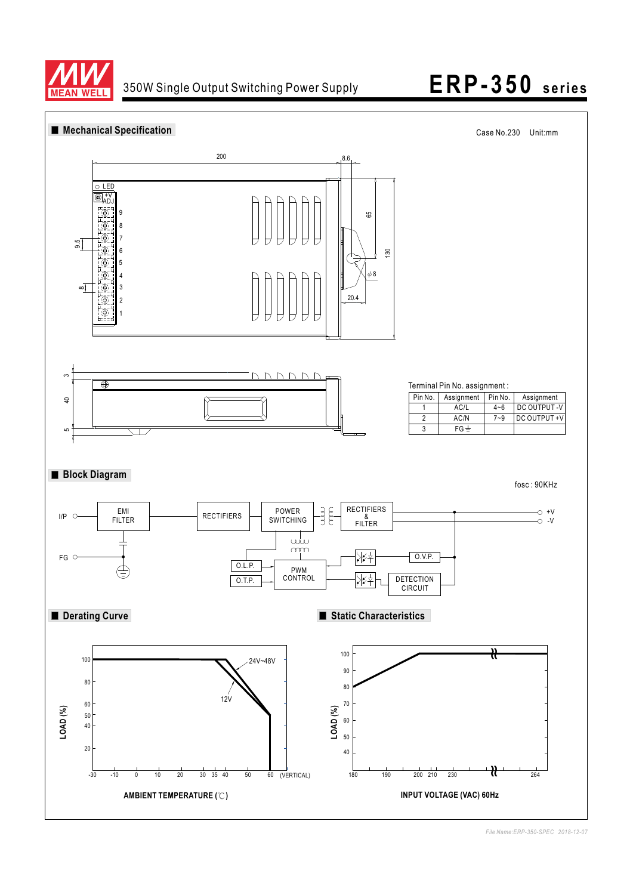## Mechanical Specification

Case No.230 Unit:mm

Terminal Pin No. assignment :

| Pin No. | Assignment | Pin No. | Assignment |
|---|---|---|---|
| 1 | AC/L | 4~6 | DC OUTPUT -V |
| 2 | AC/N | 7~9 | DC OUTPUT +V |
| 3 | FG ⏚ | | |

## Block Diagram

fosc : 90KHz

## Derating Curve

## Static Characteristics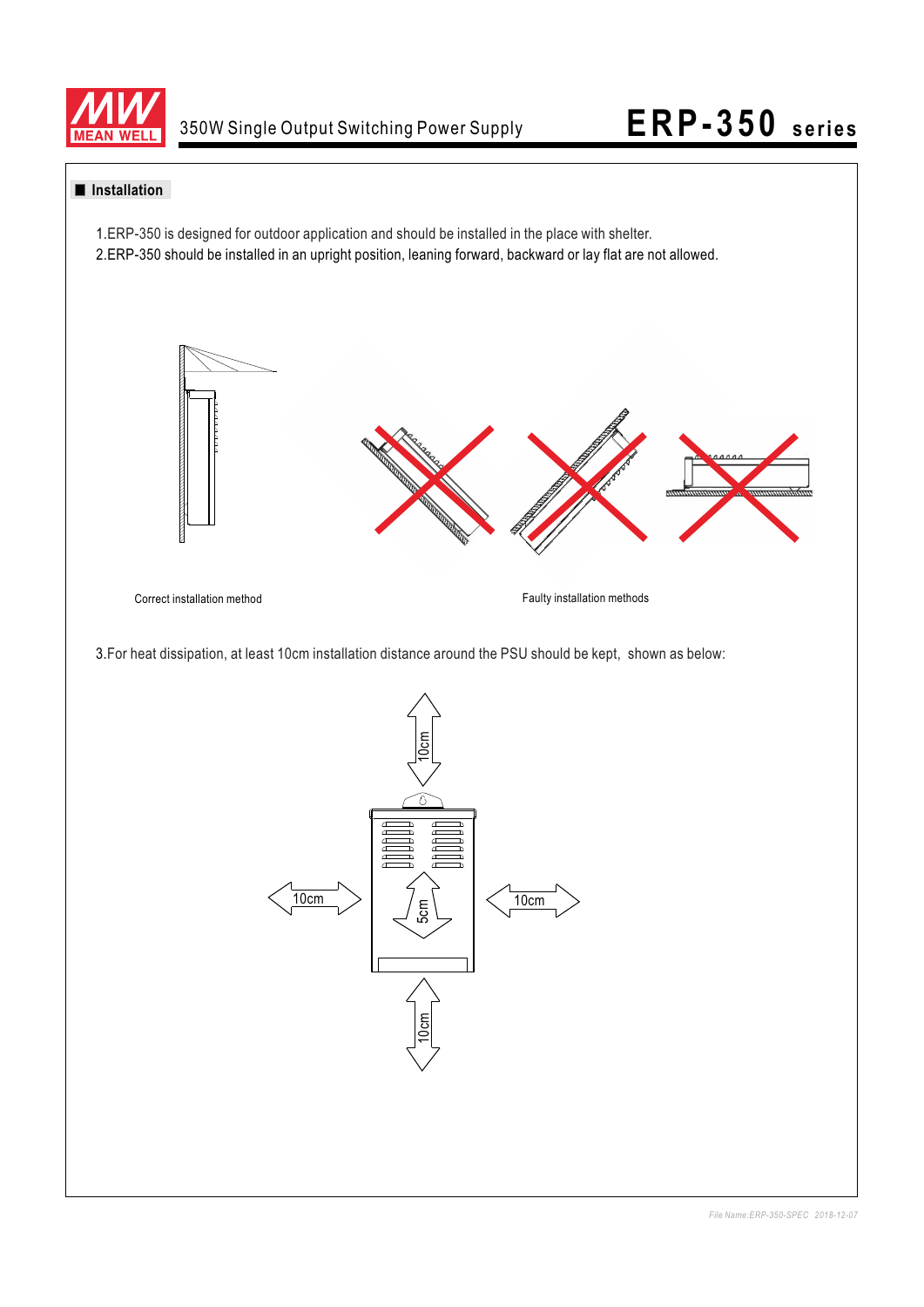## Installation

1.ERP-350 is designed for outdoor application and should be installed in the place with shelter.
2.ERP-350 should be installed in an upright position, leaning forward, backward or lay flat are not allowed.

Correct installation method

Faulty installation methods

3.For heat dissipation, at least 10cm installation distance around the PSU should be kept,  shown as below:

10cm

10cm

5cm

10cm

10cm